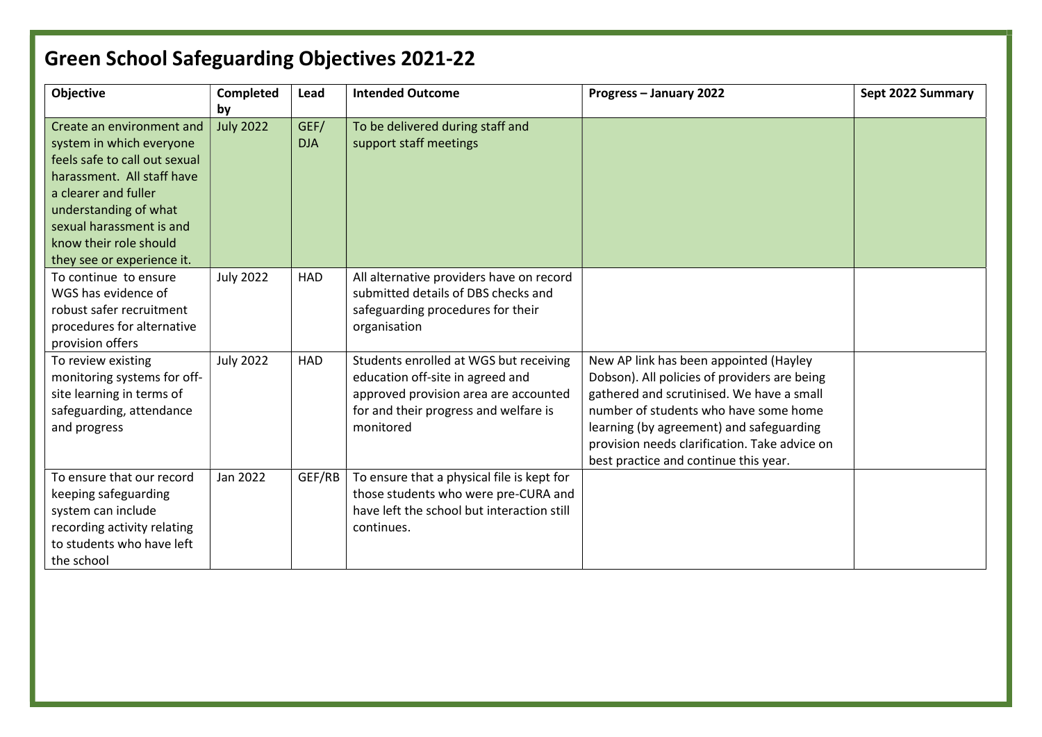# Green School Safeguarding Objectives 2021-22

| Objective | Completed by | Lead | Intended Outcome | Progress – January 2022 | Sept 2022 Summary |
|---|---|---|---|---|---|
| Create an environment and system in which everyone feels safe to call out sexual harassment. All staff have a clearer and fuller understanding of what sexual harassment is and know their role should they see or experience it. | July 2022 | GEF/ DJA | To be delivered during staff and support staff meetings | | |
| To continue to ensure WGS has evidence of robust safer recruitment procedures for alternative provision offers | July 2022 | HAD | All alternative providers have on record submitted details of DBS checks and safeguarding procedures for their organisation | | |
| To review existing monitoring systems for off-site learning in terms of safeguarding, attendance and progress | July 2022 | HAD | Students enrolled at WGS but receiving education off-site in agreed and approved provision area are accounted for and their progress and welfare is monitored | New AP link has been appointed (Hayley Dobson). All policies of providers are being gathered and scrutinised. We have a small number of students who have some home learning (by agreement) and safeguarding provision needs clarification. Take advice on best practice and continue this year. | |
| To ensure that our record keeping safeguarding system can include recording activity relating to students who have left the school | Jan 2022 | GEF/RB | To ensure that a physical file is kept for those students who were pre-CURA and have left the school but interaction still continues. | | |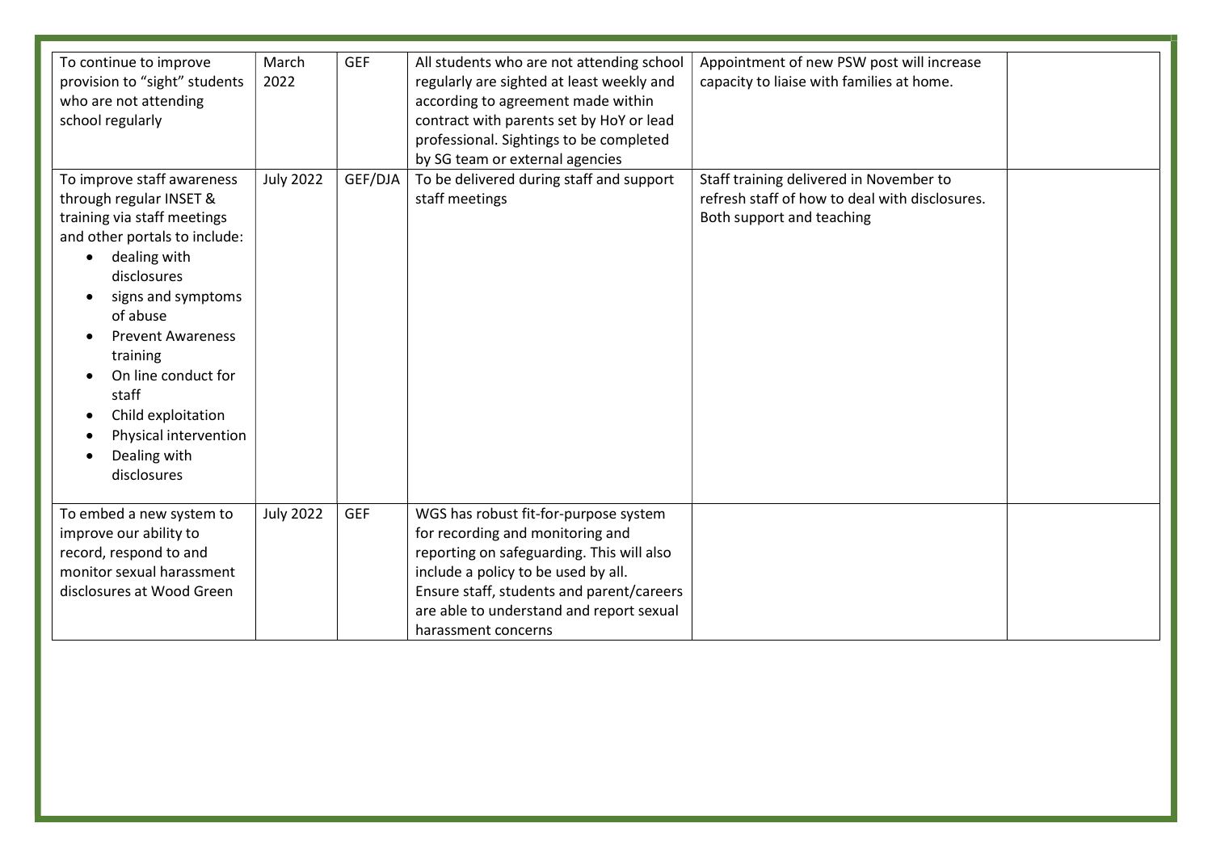| | | | | | |
|---|---|---|---|---|---|
| To continue to improve provision to "sight" students who are not attending school regularly | March 2022 | GEF | All students who are not attending school regularly are sighted at least weekly and according to agreement made within contract with parents set by HoY or lead professional. Sightings to be completed by SG team or external agencies | Appointment of new PSW post will increase capacity to liaise with families at home. | |
| To improve staff awareness through regular INSET & training via staff meetings and other portals to include:<br>• dealing with disclosures<br>• signs and symptoms of abuse<br>• Prevent Awareness training<br>• On line conduct for staff<br>• Child exploitation<br>• Physical intervention<br>• Dealing with disclosures | July 2022 | GEF/DJA | To be delivered during staff and support staff meetings | Staff training delivered in November to refresh staff of how to deal with disclosures. Both support and teaching | |
| To embed a new system to improve our ability to record, respond to and monitor sexual harassment disclosures at Wood Green | July 2022 | GEF | WGS has robust fit-for-purpose system for recording and monitoring and reporting on safeguarding. This will also include a policy to be used by all. Ensure staff, students and parent/careers are able to understand and report sexual harassment concerns | | |